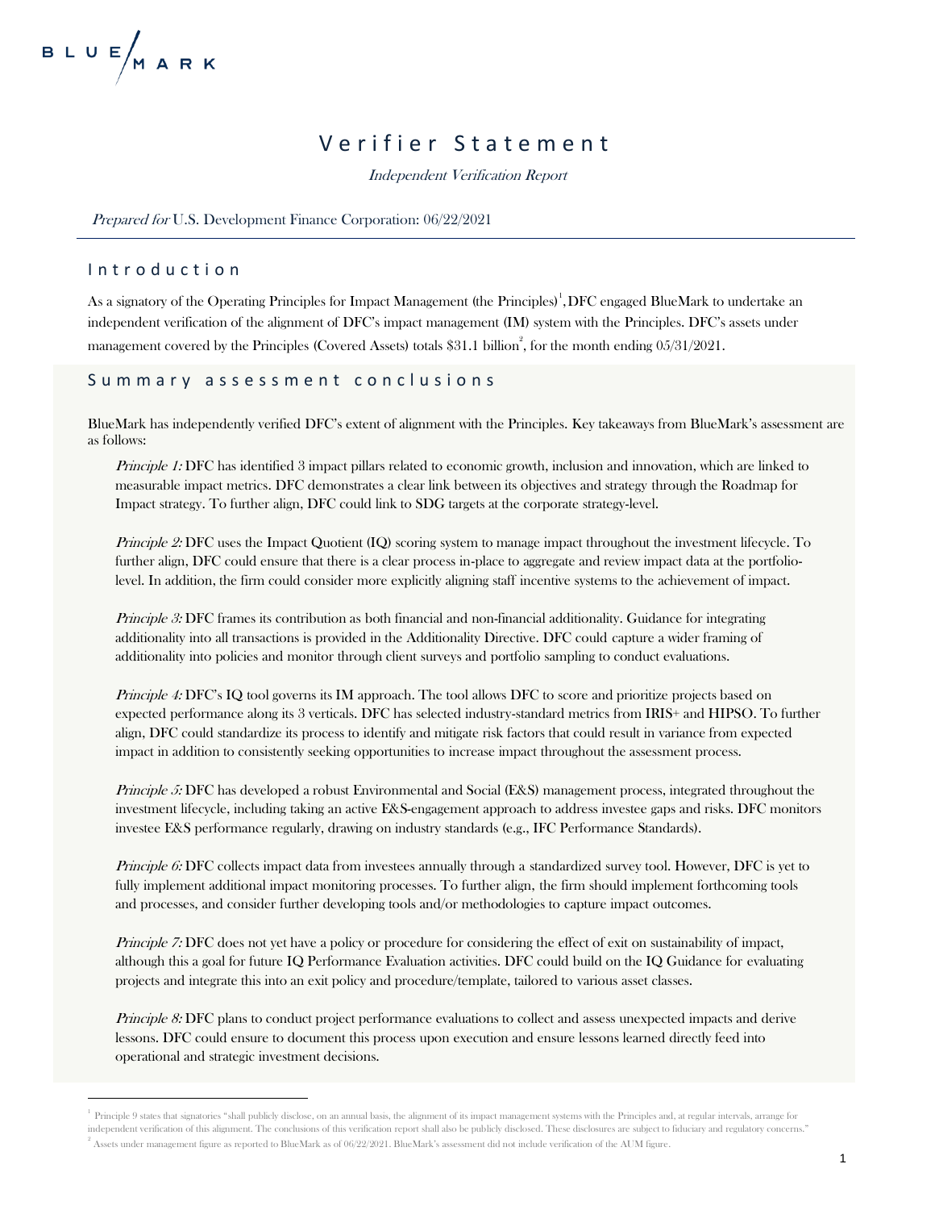BLUE MARK

# Verifier Statement

*Independent Verification Report*

*Prepared for* U.S. Development Finance Corporation: 06/22/2021

## Introduction

As a signatory of the Operating Principles for Impact Management (the Principles)[1], DFC engaged BlueMark to undertake an independent verification of the alignment of DFC's impact management (IM) system with the Principles. DFC's assets under management covered by the Principles (Covered Assets) totals $31.1 billion[2], for the month ending 05/31/2021.

## Summary assessment conclusions

BlueMark has independently verified DFC's extent of alignment with the Principles. Key takeaways from BlueMark's assessment are as follows:

*Principle 1:* DFC has identified 3 impact pillars related to economic growth, inclusion and innovation, which are linked to measurable impact metrics. DFC demonstrates a clear link between its objectives and strategy through the Roadmap for Impact strategy. To further align, DFC could link to SDG targets at the corporate strategy-level.

*Principle 2:* DFC uses the Impact Quotient (IQ) scoring system to manage impact throughout the investment lifecycle. To further align, DFC could ensure that there is a clear process in-place to aggregate and review impact data at the portfolio-level. In addition, the firm could consider more explicitly aligning staff incentive systems to the achievement of impact.

*Principle 3:* DFC frames its contribution as both financial and non-financial additionality. Guidance for integrating additionality into all transactions is provided in the Additionality Directive. DFC could capture a wider framing of additionality into policies and monitor through client surveys and portfolio sampling to conduct evaluations.

*Principle 4:* DFC's IQ tool governs its IM approach. The tool allows DFC to score and prioritize projects based on expected performance along its 3 verticals. DFC has selected industry-standard metrics from IRIS+ and HIPSO. To further align, DFC could standardize its process to identify and mitigate risk factors that could result in variance from expected impact in addition to consistently seeking opportunities to increase impact throughout the assessment process.

*Principle 5:* DFC has developed a robust Environmental and Social (E&S) management process, integrated throughout the investment lifecycle, including taking an active E&S-engagement approach to address investee gaps and risks. DFC monitors investee E&S performance regularly, drawing on industry standards (e.g., IFC Performance Standards).

*Principle 6:* DFC collects impact data from investees annually through a standardized survey tool. However, DFC is yet to fully implement additional impact monitoring processes. To further align, the firm should implement forthcoming tools and processes, and consider further developing tools and/or methodologies to capture impact outcomes.

*Principle 7:* DFC does not yet have a policy or procedure for considering the effect of exit on sustainability of impact, although this a goal for future IQ Performance Evaluation activities. DFC could build on the IQ Guidance for evaluating projects and integrate this into an exit policy and procedure/template, tailored to various asset classes.

*Principle 8:* DFC plans to conduct project performance evaluations to collect and assess unexpected impacts and derive lessons. DFC could ensure to document this process upon execution and ensure lessons learned directly feed into operational and strategic investment decisions.

---

[1] Principle 9 states that signatories "shall publicly disclose, on an annual basis, the alignment of its impact management systems with the Principles and, at regular intervals, arrange for independent verification of this alignment. The conclusions of this verification report shall also be publicly disclosed. These disclosures are subject to fiduciary and regulatory concerns."

[2] Assets under management figure as reported to BlueMark as of 06/22/2021. BlueMark's assessment did not include verification of the AUM figure.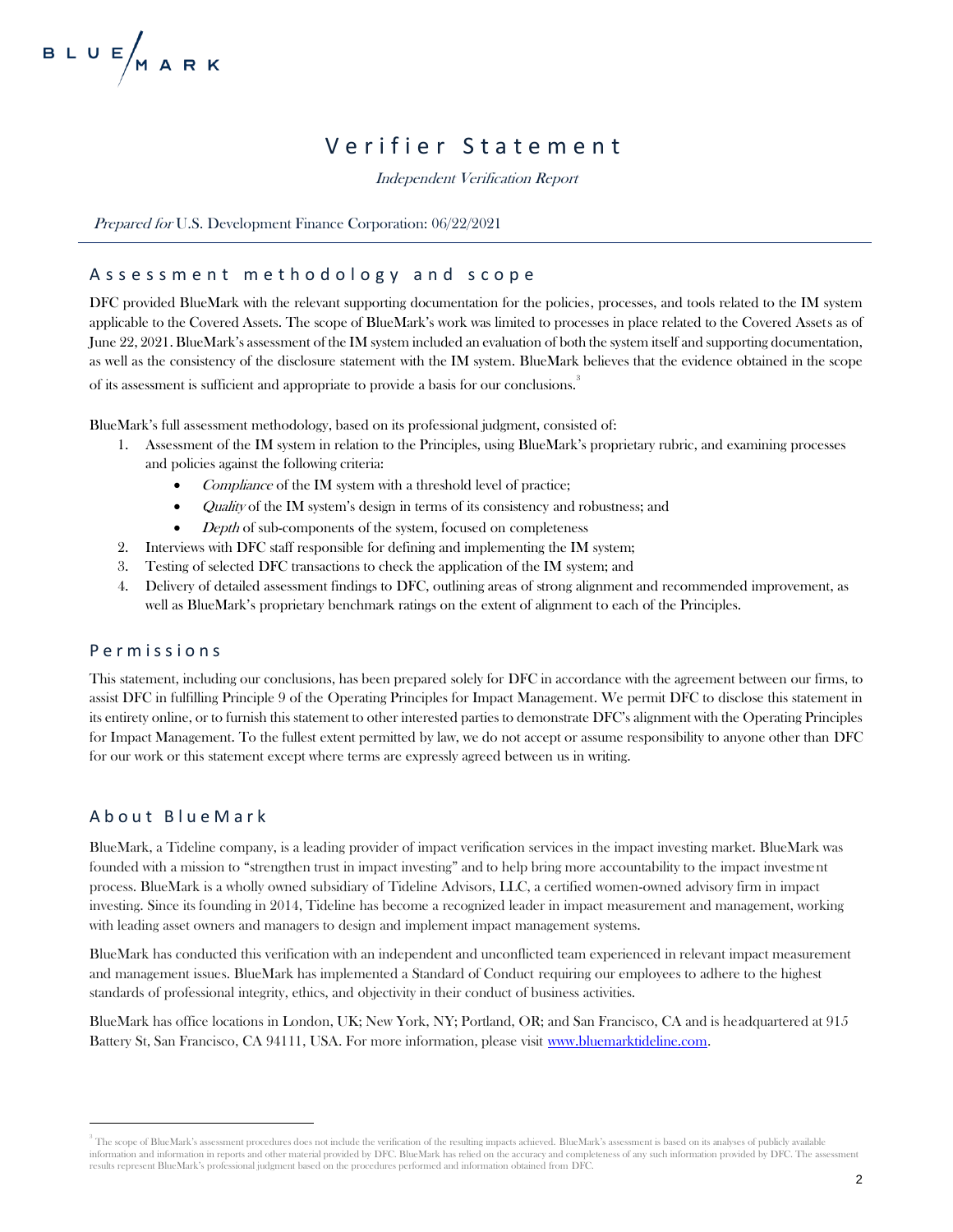# Verifier Statement

*Independent Verification Report*

*Prepared for* U.S. Development Finance Corporation: 06/22/2021

## Assessment methodology and scope

DFC provided BlueMark with the relevant supporting documentation for the policies, processes, and tools related to the IM system applicable to the Covered Assets. The scope of BlueMark's work was limited to processes in place related to the Covered Assets as of June 22, 2021. BlueMark's assessment of the IM system included an evaluation of both the system itself and supporting documentation, as well as the consistency of the disclosure statement with the IM system. BlueMark believes that the evidence obtained in the scope of its assessment is sufficient and appropriate to provide a basis for our conclusions.[3]

BlueMark's full assessment methodology, based on its professional judgment, consisted of:

1. Assessment of the IM system in relation to the Principles, using BlueMark's proprietary rubric, and examining processes and policies against the following criteria:
   - *Compliance* of the IM system with a threshold level of practice;
   - *Quality* of the IM system's design in terms of its consistency and robustness; and
   - *Depth* of sub-components of the system, focused on completeness
2. Interviews with DFC staff responsible for defining and implementing the IM system;
3. Testing of selected DFC transactions to check the application of the IM system; and
4. Delivery of detailed assessment findings to DFC, outlining areas of strong alignment and recommended improvement, as well as BlueMark's proprietary benchmark ratings on the extent of alignment to each of the Principles.

## Permissions

This statement, including our conclusions, has been prepared solely for DFC in accordance with the agreement between our firms, to assist DFC in fulfilling Principle 9 of the Operating Principles for Impact Management. We permit DFC to disclose this statement in its entirety online, or to furnish this statement to other interested parties to demonstrate DFC's alignment with the Operating Principles for Impact Management. To the fullest extent permitted by law, we do not accept or assume responsibility to anyone other than DFC for our work or this statement except where terms are expressly agreed between us in writing.

## About BlueMark

BlueMark, a Tideline company, is a leading provider of impact verification services in the impact investing market. BlueMark was founded with a mission to "strengthen trust in impact investing" and to help bring more accountability to the impact investment process. BlueMark is a wholly owned subsidiary of Tideline Advisors, LLC, a certified women-owned advisory firm in impact investing. Since its founding in 2014, Tideline has become a recognized leader in impact measurement and management, working with leading asset owners and managers to design and implement impact management systems.

BlueMark has conducted this verification with an independent and unconflicted team experienced in relevant impact measurement and management issues. BlueMark has implemented a Standard of Conduct requiring our employees to adhere to the highest standards of professional integrity, ethics, and objectivity in their conduct of business activities.

BlueMark has office locations in London, UK; New York, NY; Portland, OR; and San Francisco, CA and is headquartered at 915 Battery St, San Francisco, CA 94111, USA. For more information, please visit www.bluemarktideline.com.

[3] The scope of BlueMark's assessment procedures does not include the verification of the resulting impacts achieved. BlueMark's assessment is based on its analyses of publicly available information and information in reports and other material provided by DFC. BlueMark has relied on the accuracy and completeness of any such information provided by DFC. The assessment results represent BlueMark's professional judgment based on the procedures performed and information obtained from DFC.